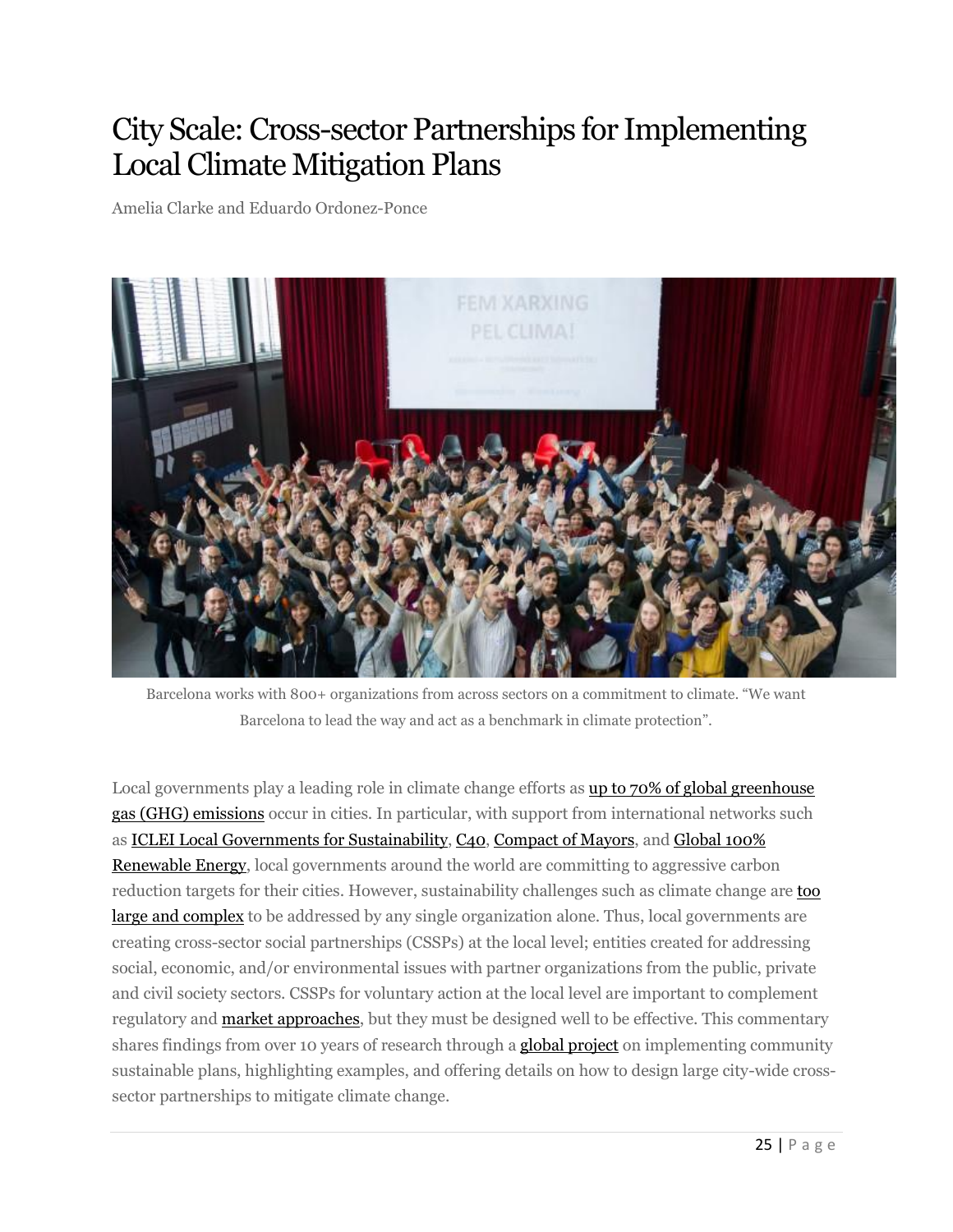# City Scale: Cross-sector Partnerships for Implementing Local Climate Mitigation Plans

Amelia Clarke and Eduardo Ordonez-Ponce

Barcelona works with 800+ organizations from across sectors on a commitment to climate. "We want Barcelona to lead the way and act as a benchmark in climate protection".

Local governments play a leading role in climate change efforts as up to 70% of global greenhouse gas (GHG) emissions occur in cities. In particular, with support from international networks such as ICLEI Local Governments for Sustainability, C40, Compact of Mayors, and Global 100% Renewable Energy, local governments around the world are committing to aggressive carbon reduction targets for their cities. However, sustainability challenges such as climate change are too large and complex to be addressed by any single organization alone. Thus, local governments are creating cross-sector social partnerships (CSSPs) at the local level; entities created for addressing social, economic, and/or environmental issues with partner organizations from the public, private and civil society sectors. CSSPs for voluntary action at the local level are important to complement regulatory and market approaches, but they must be designed well to be effective. This commentary shares findings from over 10 years of research through a global project on implementing community sustainable plans, highlighting examples, and offering details on how to design large city-wide cross-sector partnerships to mitigate climate change.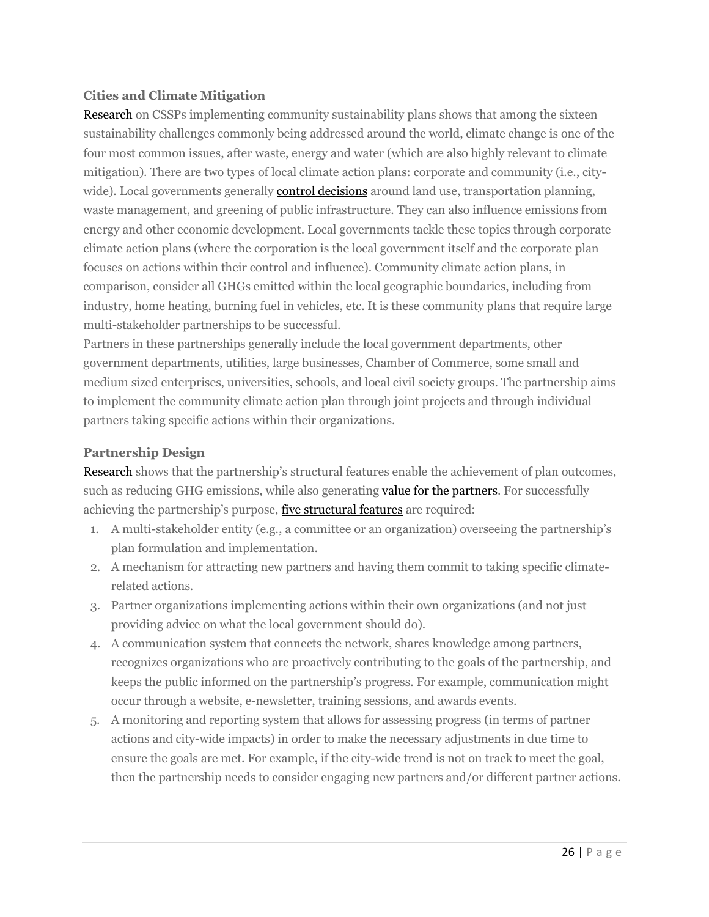### Cities and Climate Mitigation

Research on CSSPs implementing community sustainability plans shows that among the sixteen sustainability challenges commonly being addressed around the world, climate change is one of the four most common issues, after waste, energy and water (which are also highly relevant to climate mitigation). There are two types of local climate action plans: corporate and community (i.e., city-wide). Local governments generally control decisions around land use, transportation planning, waste management, and greening of public infrastructure. They can also influence emissions from energy and other economic development. Local governments tackle these topics through corporate climate action plans (where the corporation is the local government itself and the corporate plan focuses on actions within their control and influence). Community climate action plans, in comparison, consider all GHGs emitted within the local geographic boundaries, including from industry, home heating, burning fuel in vehicles, etc. It is these community plans that require large multi-stakeholder partnerships to be successful.

Partners in these partnerships generally include the local government departments, other government departments, utilities, large businesses, Chamber of Commerce, some small and medium sized enterprises, universities, schools, and local civil society groups. The partnership aims to implement the community climate action plan through joint projects and through individual partners taking specific actions within their organizations.

### Partnership Design

Research shows that the partnership's structural features enable the achievement of plan outcomes, such as reducing GHG emissions, while also generating value for the partners. For successfully achieving the partnership's purpose, five structural features are required:

1. A multi-stakeholder entity (e.g., a committee or an organization) overseeing the partnership's plan formulation and implementation.
2. A mechanism for attracting new partners and having them commit to taking specific climate-related actions.
3. Partner organizations implementing actions within their own organizations (and not just providing advice on what the local government should do).
4. A communication system that connects the network, shares knowledge among partners, recognizes organizations who are proactively contributing to the goals of the partnership, and keeps the public informed on the partnership's progress. For example, communication might occur through a website, e-newsletter, training sessions, and awards events.
5. A monitoring and reporting system that allows for assessing progress (in terms of partner actions and city-wide impacts) in order to make the necessary adjustments in due time to ensure the goals are met. For example, if the city-wide trend is not on track to meet the goal, then the partnership needs to consider engaging new partners and/or different partner actions.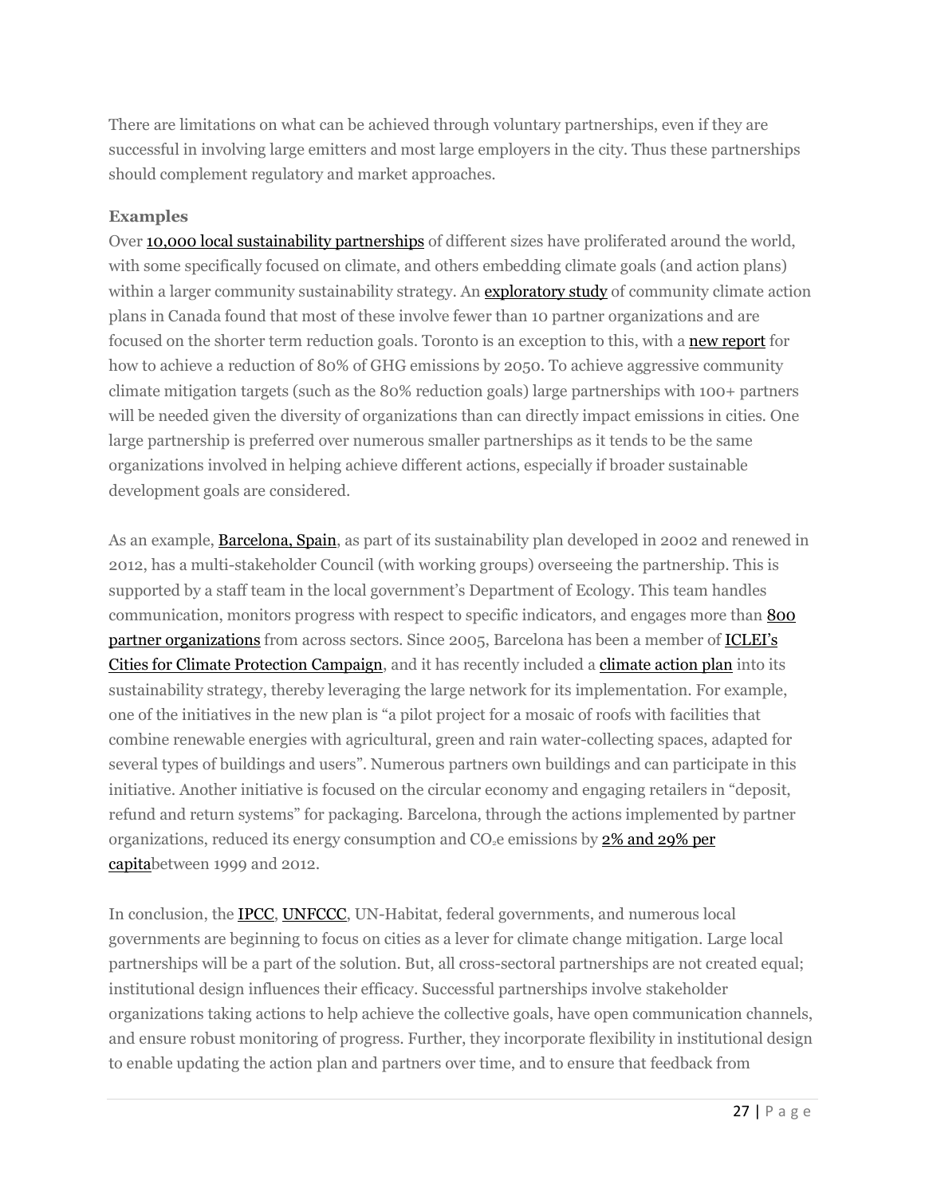There are limitations on what can be achieved through voluntary partnerships, even if they are successful in involving large emitters and most large employers in the city. Thus these partnerships should complement regulatory and market approaches.

### Examples

Over 10,000 local sustainability partnerships of different sizes have proliferated around the world, with some specifically focused on climate, and others embedding climate goals (and action plans) within a larger community sustainability strategy. An exploratory study of community climate action plans in Canada found that most of these involve fewer than 10 partner organizations and are focused on the shorter term reduction goals. Toronto is an exception to this, with a new report for how to achieve a reduction of 80% of GHG emissions by 2050. To achieve aggressive community climate mitigation targets (such as the 80% reduction goals) large partnerships with 100+ partners will be needed given the diversity of organizations than can directly impact emissions in cities. One large partnership is preferred over numerous smaller partnerships as it tends to be the same organizations involved in helping achieve different actions, especially if broader sustainable development goals are considered.

As an example, Barcelona, Spain, as part of its sustainability plan developed in 2002 and renewed in 2012, has a multi-stakeholder Council (with working groups) overseeing the partnership. This is supported by a staff team in the local government's Department of Ecology. This team handles communication, monitors progress with respect to specific indicators, and engages more than 800 partner organizations from across sectors. Since 2005, Barcelona has been a member of ICLEI's Cities for Climate Protection Campaign, and it has recently included a climate action plan into its sustainability strategy, thereby leveraging the large network for its implementation. For example, one of the initiatives in the new plan is "a pilot project for a mosaic of roofs with facilities that combine renewable energies with agricultural, green and rain water-collecting spaces, adapted for several types of buildings and users". Numerous partners own buildings and can participate in this initiative. Another initiative is focused on the circular economy and engaging retailers in "deposit, refund and return systems" for packaging. Barcelona, through the actions implemented by partner organizations, reduced its energy consumption and $CO_2$e emissions by 2% and 29% per capitabetween 1999 and 2012.

In conclusion, the IPCC, UNFCCC, UN-Habitat, federal governments, and numerous local governments are beginning to focus on cities as a lever for climate change mitigation. Large local partnerships will be a part of the solution. But, all cross-sectoral partnerships are not created equal; institutional design influences their efficacy. Successful partnerships involve stakeholder organizations taking actions to help achieve the collective goals, have open communication channels, and ensure robust monitoring of progress. Further, they incorporate flexibility in institutional design to enable updating the action plan and partners over time, and to ensure that feedback from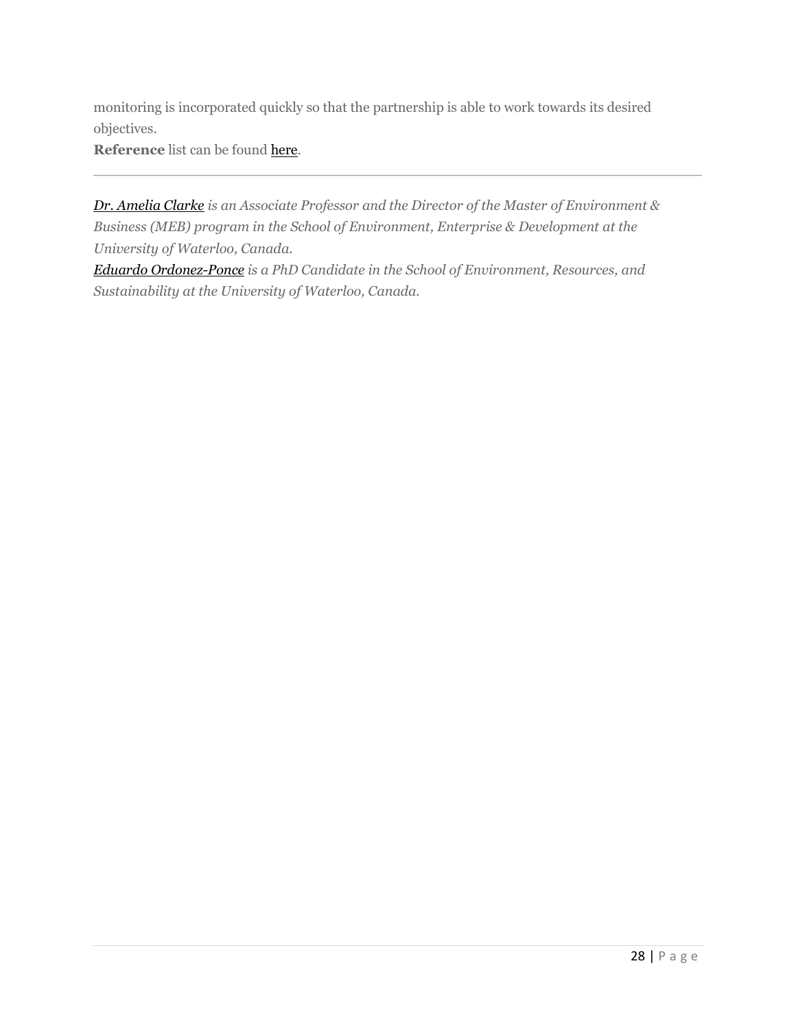monitoring is incorporated quickly so that the partnership is able to work towards its desired objectives.

**Reference** list can be found here.

---

*Dr. Amelia Clarke is an Associate Professor and the Director of the Master of Environment & Business (MEB) program in the School of Environment, Enterprise & Development at the University of Waterloo, Canada.*

*Eduardo Ordonez-Ponce is a PhD Candidate in the School of Environment, Resources, and Sustainability at the University of Waterloo, Canada.*